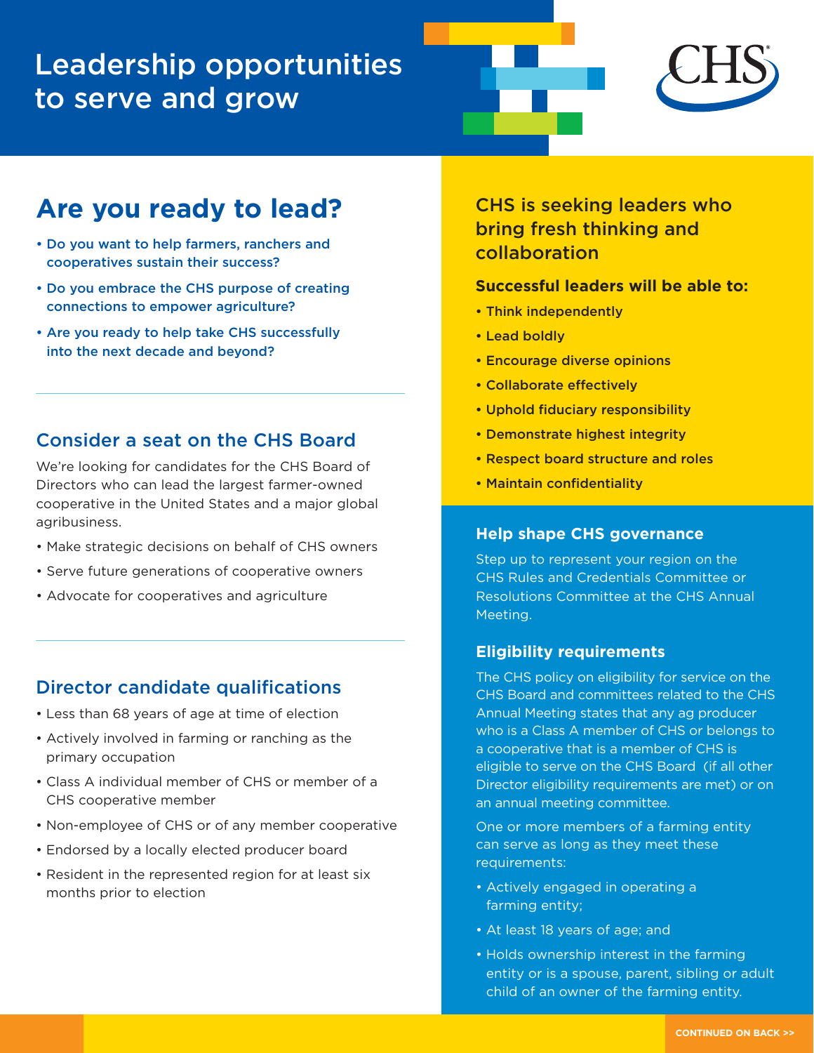# Leadership opportunities to serve and grow

## Are you ready to lead?

- Do you want to help farmers, ranchers and cooperatives sustain their success?
- Do you embrace the CHS purpose of creating connections to empower agriculture?
- Are you ready to help take CHS successfully into the next decade and beyond?

### Consider a seat on the CHS Board

We're looking for candidates for the CHS Board of Directors who can lead the largest farmer-owned cooperative in the United States and a major global agribusiness.

- Make strategic decisions on behalf of CHS owners
- Serve future generations of cooperative owners
- Advocate for cooperatives and agriculture

### Director candidate qualifications

- Less than 68 years of age at time of election
- Actively involved in farming or ranching as the primary occupation
- Class A individual member of CHS or member of a CHS cooperative member
- Non-employee of CHS or of any member cooperative
- Endorsed by a locally elected producer board
- Resident in the represented region for at least six months prior to election

### CHS is seeking leaders who bring fresh thinking and collaboration

**Successful leaders will be able to:**

- **Think independently**
- **Lead boldly**
- **Encourage diverse opinions**
- **Collaborate effectively**
- **Uphold fiduciary responsibility**
- **Demonstrate highest integrity**
- **Respect board structure and roles**
- **Maintain confidentiality**

#### Help shape CHS governance

Step up to represent your region on the CHS Rules and Credentials Committee or Resolutions Committee at the CHS Annual Meeting.

#### Eligibility requirements

The CHS policy on eligibility for service on the CHS Board and committees related to the CHS Annual Meeting states that any ag producer who is a Class A member of CHS or belongs to a cooperative that is a member of CHS is eligible to serve on the CHS Board (if all other Director eligibility requirements are met) or on an annual meeting committee.

One or more members of a farming entity can serve as long as they meet these requirements:

- Actively engaged in operating a farming entity;
- At least 18 years of age; and
- Holds ownership interest in the farming entity or is a spouse, parent, sibling or adult child of an owner of the farming entity.

CONTINUED ON BACK >>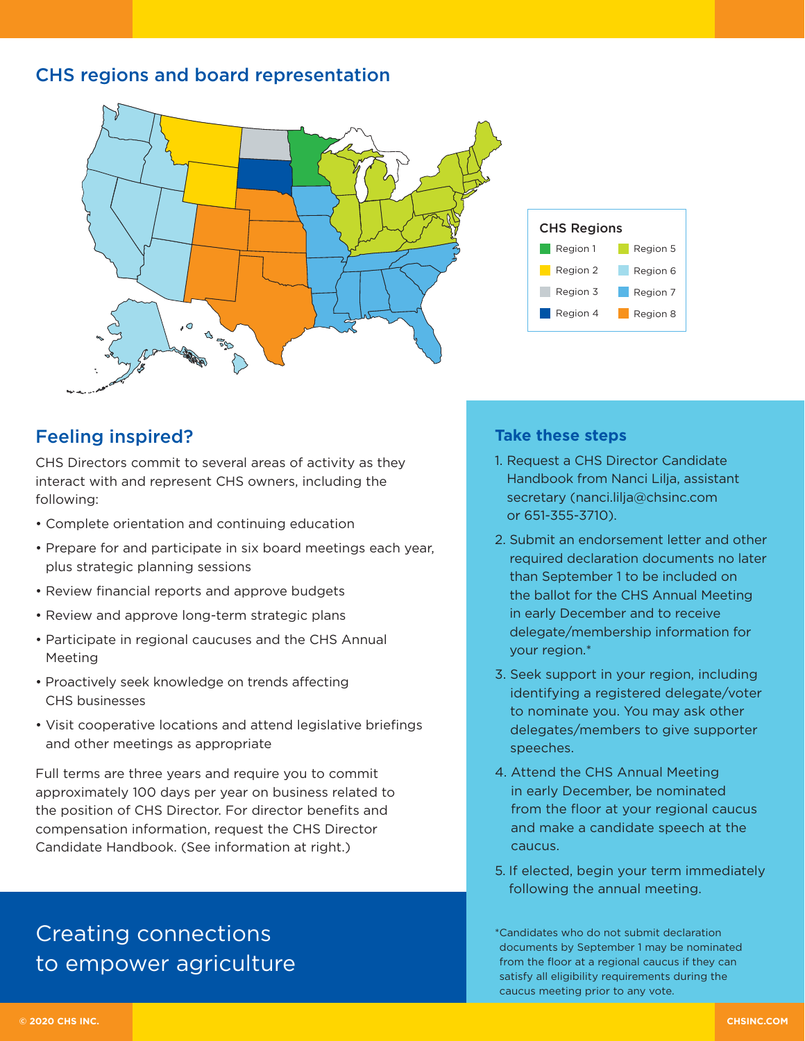## CHS regions and board representation

CHS Regions

Region 1
Region 2
Region 3
Region 4
Region 5
Region 6
Region 7
Region 8

## Feeling inspired?

CHS Directors commit to several areas of activity as they interact with and represent CHS owners, including the following:

- Complete orientation and continuing education
- Prepare for and participate in six board meetings each year, plus strategic planning sessions
- Review financial reports and approve budgets
- Review and approve long-term strategic plans
- Participate in regional caucuses and the CHS Annual Meeting
- Proactively seek knowledge on trends affecting CHS businesses
- Visit cooperative locations and attend legislative briefings and other meetings as appropriate

Full terms are three years and require you to commit approximately 100 days per year on business related to the position of CHS Director. For director benefits and compensation information, request the CHS Director Candidate Handbook. (See information at right.)

## Take these steps

1. Request a CHS Director Candidate Handbook from Nanci Lilja, assistant secretary (nanci.lilja@chsinc.com or 651-355-3710).
2. Submit an endorsement letter and other required declaration documents no later than September 1 to be included on the ballot for the CHS Annual Meeting in early December and to receive delegate/membership information for your region.*
3. Seek support in your region, including identifying a registered delegate/voter to nominate you. You may ask other delegates/members to give supporter speeches.
4. Attend the CHS Annual Meeting in early December, be nominated from the floor at your regional caucus and make a candidate speech at the caucus.
5. If elected, begin your term immediately following the annual meeting.

*Candidates who do not submit declaration documents by September 1 may be nominated from the floor at a regional caucus if they can satisfy all eligibility requirements during the caucus meeting prior to any vote.

Creating connections to empower agriculture

© 2020 CHS INC.

CHSINC.COM